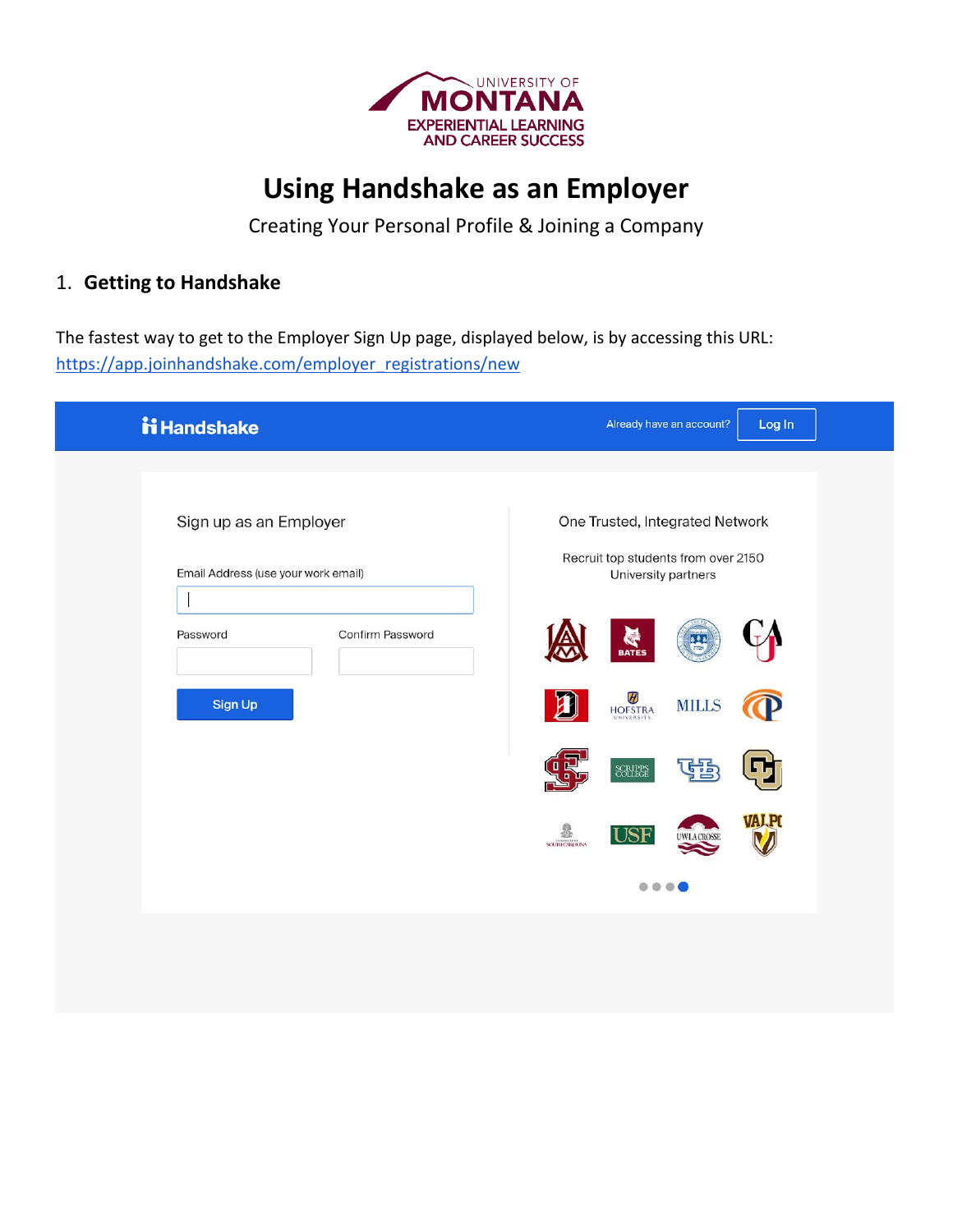UNIVERSITY OF MONTANA

EXPERIENTIAL LEARNING AND CAREER SUCCESS

# Using Handshake as an Employer

Creating Your Personal Profile & Joining a Company

## 1. Getting to Handshake

The fastest way to get to the Employer Sign Up page, displayed below, is by accessing this URL: https://app.joinhandshake.com/employer_registrations/new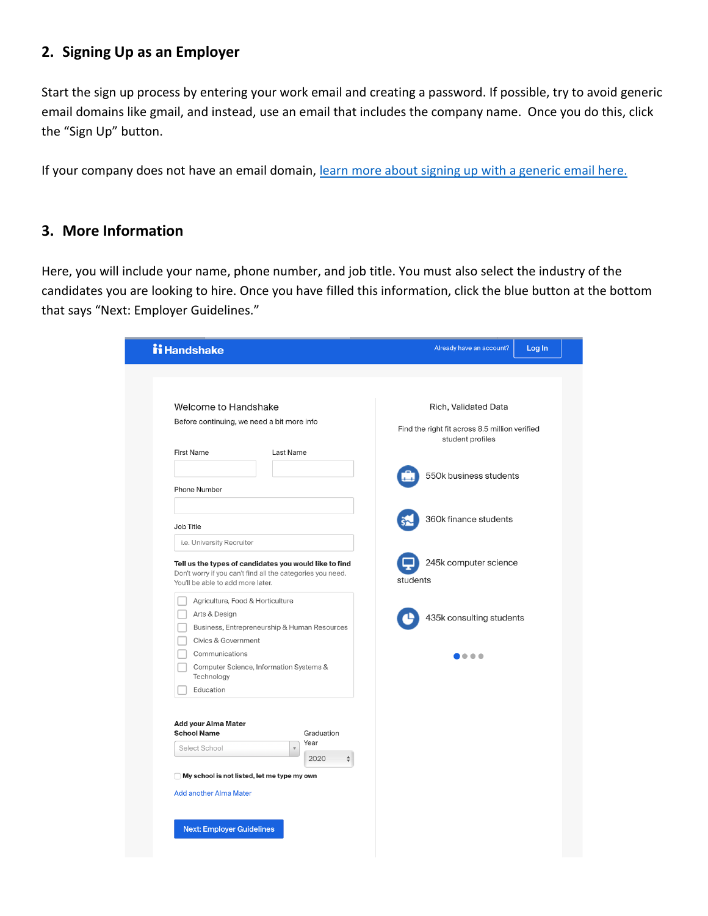## 2. Signing Up as an Employer

Start the sign up process by entering your work email and creating a password. If possible, try to avoid generic email domains like gmail, and instead, use an email that includes the company name. Once you do this, click the "Sign Up" button.

If your company does not have an email domain, [learn more about signing up with a generic email here.]()

## 3. More Information

Here, you will include your name, phone number, and job title. You must also select the industry of the candidates you are looking to hire. Once you have filled this information, click the blue button at the bottom that says "Next: Employer Guidelines."

Handshake

Already have an account? Log In

Welcome to Handshake

Before continuing, we need a bit more info

First Name

Last Name

Phone Number

Job Title

i.e. University Recruiter

**Tell us the types of candidates you would like to find**

Don't worry if you can't find all the categories you need. You'll be able to add more later.

- Agriculture, Food & Horticulture
- Arts & Design
- Business, Entrepreneurship & Human Resources
- Civics & Government
- Communications
- Computer Science, Information Systems & Technology
- Education

**Add your Alma Mater**

**School Name**

Select School

Graduation Year

2020

My school is not listed, let me type my own

Add another Alma Mater

Next: Employer Guidelines

Rich, Validated Data

Find the right fit across 8.5 million verified student profiles

550k business students

360k finance students

245k computer science students

435k consulting students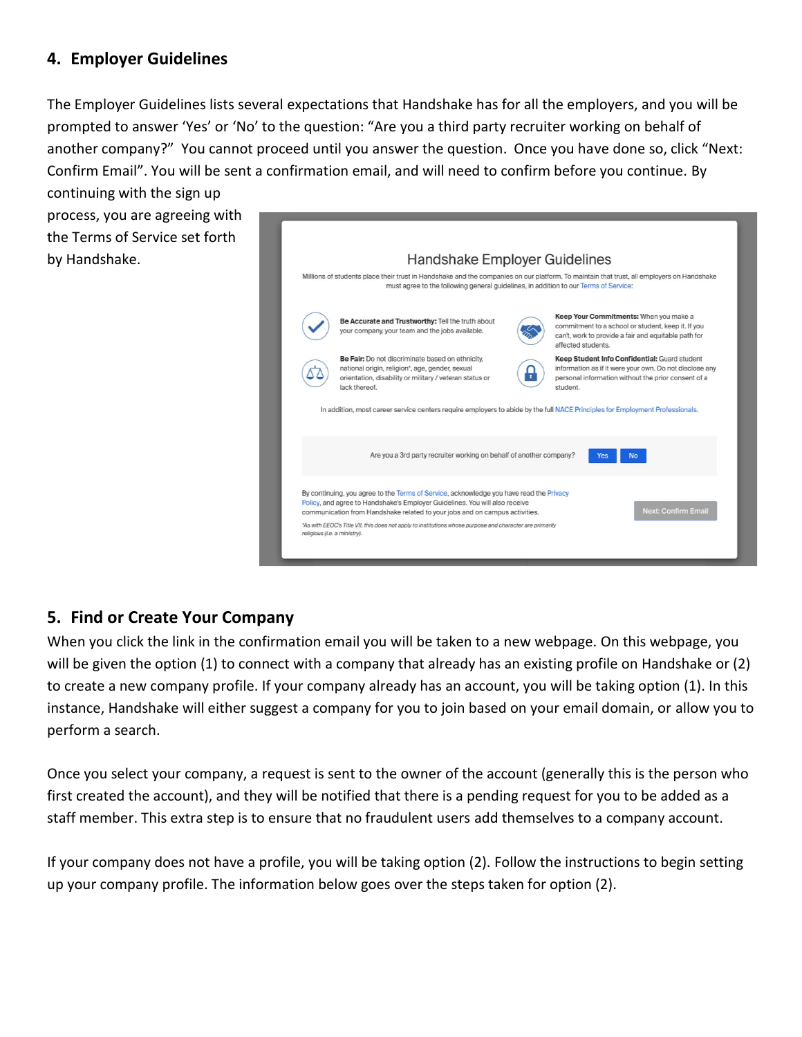## 4. Employer Guidelines

The Employer Guidelines lists several expectations that Handshake has for all the employers, and you will be prompted to answer 'Yes' or 'No' to the question: "Are you a third party recruiter working on behalf of another company?" You cannot proceed until you answer the question. Once you have done so, click "Next: Confirm Email". You will be sent a confirmation email, and will need to confirm before you continue. By continuing with the sign up process, you are agreeing with the Terms of Service set forth by Handshake.

## 5. Find or Create Your Company

When you click the link in the confirmation email you will be taken to a new webpage. On this webpage, you will be given the option (1) to connect with a company that already has an existing profile on Handshake or (2) to create a new company profile. If your company already has an account, you will be taking option (1). In this instance, Handshake will either suggest a company for you to join based on your email domain, or allow you to perform a search.

Once you select your company, a request is sent to the owner of the account (generally this is the person who first created the account), and they will be notified that there is a pending request for you to be added as a staff member. This extra step is to ensure that no fraudulent users add themselves to a company account.

If your company does not have a profile, you will be taking option (2). Follow the instructions to begin setting up your company profile. The information below goes over the steps taken for option (2).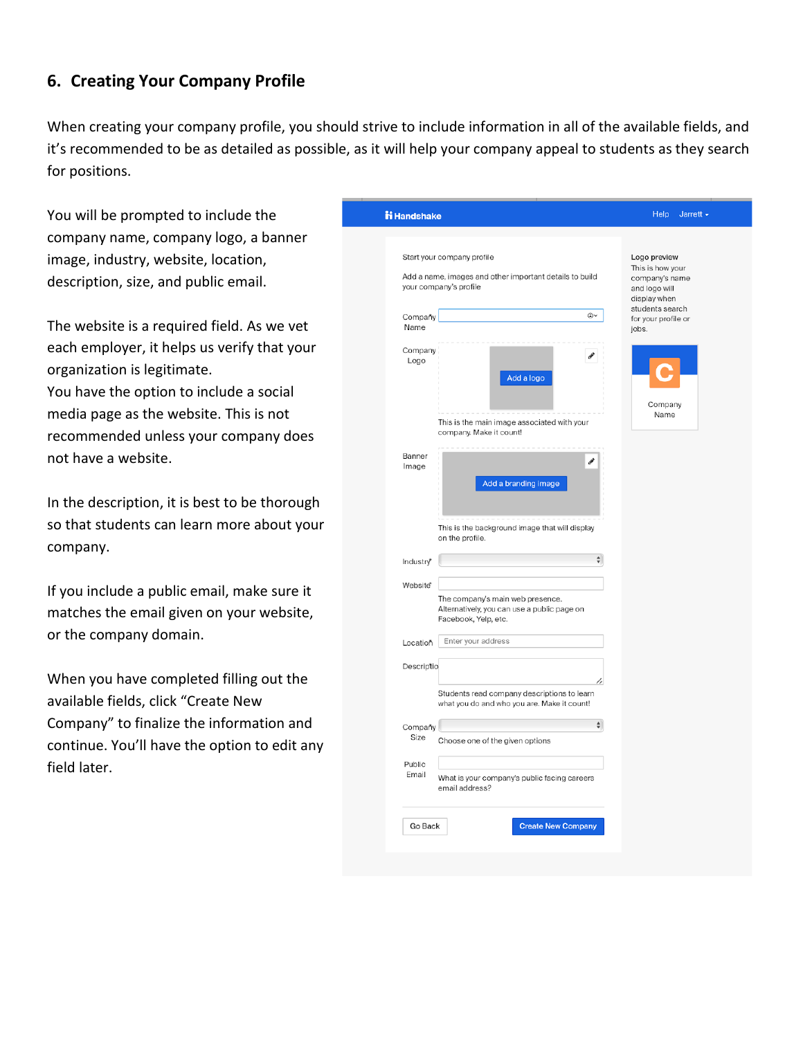## 6. Creating Your Company Profile

When creating your company profile, you should strive to include information in all of the available fields, and it's recommended to be as detailed as possible, as it will help your company appeal to students as they search for positions.

You will be prompted to include the company name, company logo, a banner image, industry, website, location, description, size, and public email.

The website is a required field. As we vet each employer, it helps us verify that your organization is legitimate.
You have the option to include a social media page as the website. This is not recommended unless your company does not have a website.

In the description, it is best to be thorough so that students can learn more about your company.

If you include a public email, make sure it matches the email given on your website, or the company domain.

When you have completed filling out the available fields, click "Create New Company" to finalize the information and continue. You'll have the option to edit any field later.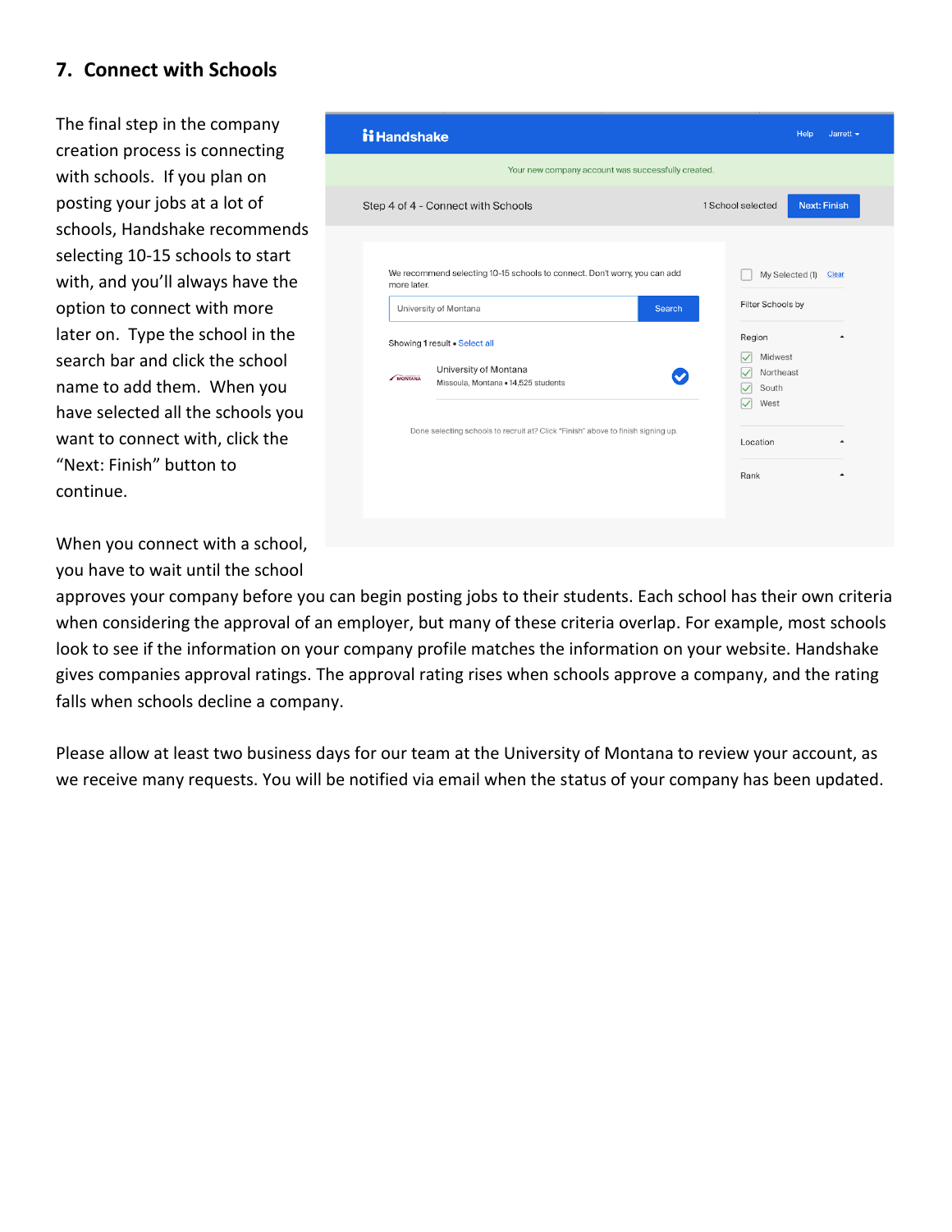## 7. Connect with Schools

The final step in the company creation process is connecting with schools. If you plan on posting your jobs at a lot of schools, Handshake recommends selecting 10-15 schools to start with, and you'll always have the option to connect with more later on. Type the school in the search bar and click the school name to add them. When you have selected all the schools you want to connect with, click the "Next: Finish" button to continue.

When you connect with a school, you have to wait until the school approves your company before you can begin posting jobs to their students. Each school has their own criteria when considering the approval of an employer, but many of these criteria overlap. For example, most schools look to see if the information on your company profile matches the information on your website. Handshake gives companies approval ratings. The approval rating rises when schools approve a company, and the rating falls when schools decline a company.

Please allow at least two business days for our team at the University of Montana to review your account, as we receive many requests. You will be notified via email when the status of your company has been updated.